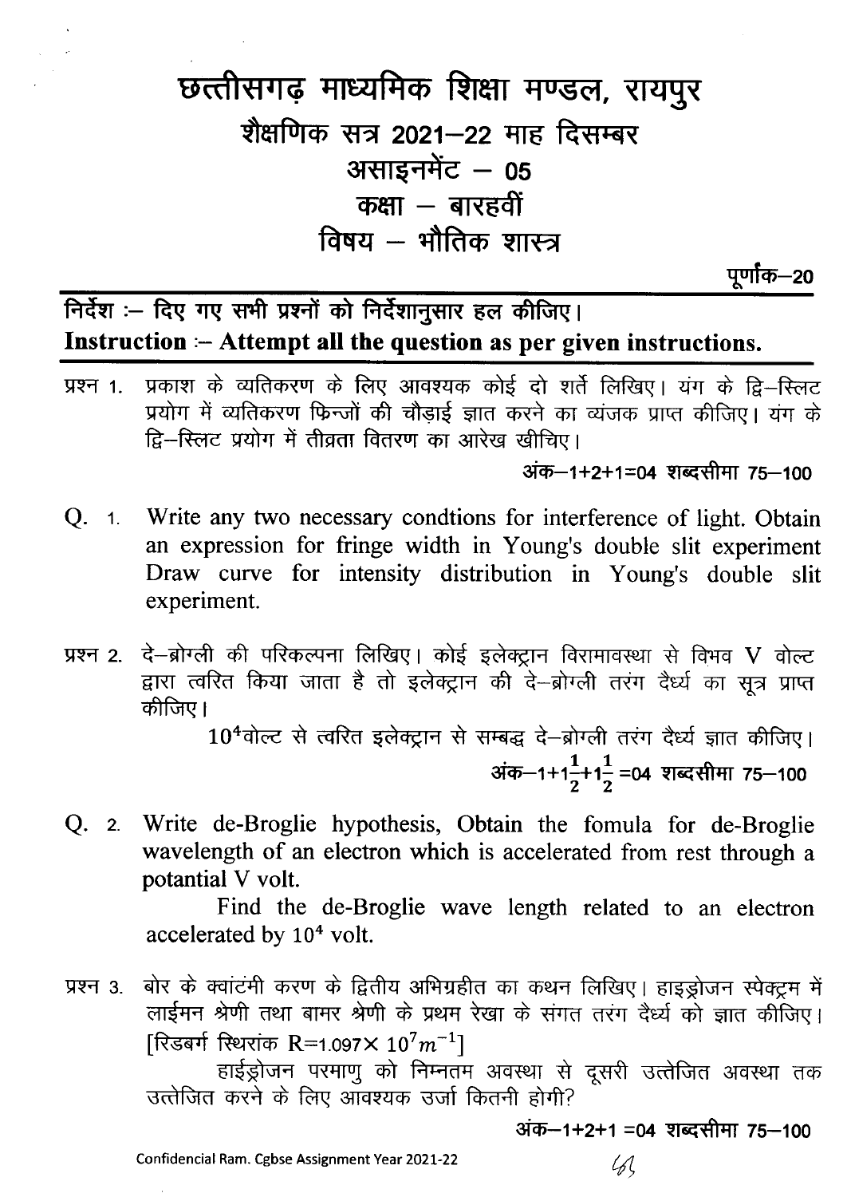# छत्तीसगढ़ माध्यमिक शिक्षा मण्डल, रायपुर

## शैक्षणिक सत्र 2021–22 माह दिसम्बर

## असाइनमेंट – 05

## कक्षा – बारहवीं

## विषय – भौतिक शास्त्र

**पूर्णांक–20**

**निर्देश :– दिए गए सभी प्रश्नों को निर्देशानुसार हल कीजिए।**
**Instruction :– Attempt all the question as per given instructions.**

प्रश्न 1. प्रकाश के व्यतिकरण के लिए आवश्यक कोई दो शर्तें लिखिए। यंग के द्वि–स्लिट प्रयोग में व्यतिकरण फिन्जों की चौड़ाई ज्ञात करने का व्यंजक प्राप्त कीजिए। यंग के द्वि–स्लिट प्रयोग में तीव्रता वितरण का आरेख खीचिए।

**अंक–1+2+1=04 शब्दसीमा 75–100**

Q. 1. Write any two necessary condtions for interference of light. Obtain an expression for fringe width in Young's double slit experiment Draw curve for intensity distribution in Young's double slit experiment.

प्रश्न 2. दे–ब्रोग्ली की परिकल्पना लिखिए। कोई इलेक्ट्रान विरामावस्था से विभव V वोल्ट द्वारा त्वरित किया जाता है तो इलेक्ट्रान की दे–ब्रोग्ली तरंग दैर्ध्य का सूत्र प्राप्त कीजिए।

$10^4$वोल्ट से त्वरित इलेक्ट्रान से सम्बद्ध दे–ब्रोग्ली तरंग दैर्ध्य ज्ञात कीजिए।

**अंक–1+$1\frac{1}{2}$+$1\frac{1}{2}$ =04 शब्दसीमा 75–100**

Q. 2. Write de-Broglie hypothesis, Obtain the fomula for de-Broglie wavelength of an electron which is accelerated from rest through a potantial V volt.

Find the de-Broglie wave length related to an electron accelerated by $10^4$ volt.

प्रश्न 3. बोर के क्वांटमी करण के द्वितीय अभिग्रहीत का कथन लिखिए। हाइड्रोजन स्पेक्ट्रम में लाईमन श्रेणी तथा बामर श्रेणी के प्रथम रेखा के संगत तरंग दैर्ध्य को ज्ञात कीजिए। [रिडबर्ग स्थिरांक R=1.097× $10^7 m^{-1}$]

हाईड्रोजन परमाणु को निम्नतम अवस्था से दूसरी उत्तेजित अवस्था तक उत्तेजित करने के लिए आवश्यक उर्जा कितनी होगी?

**अंक–1+2+1 =04 शब्दसीमा 75–100**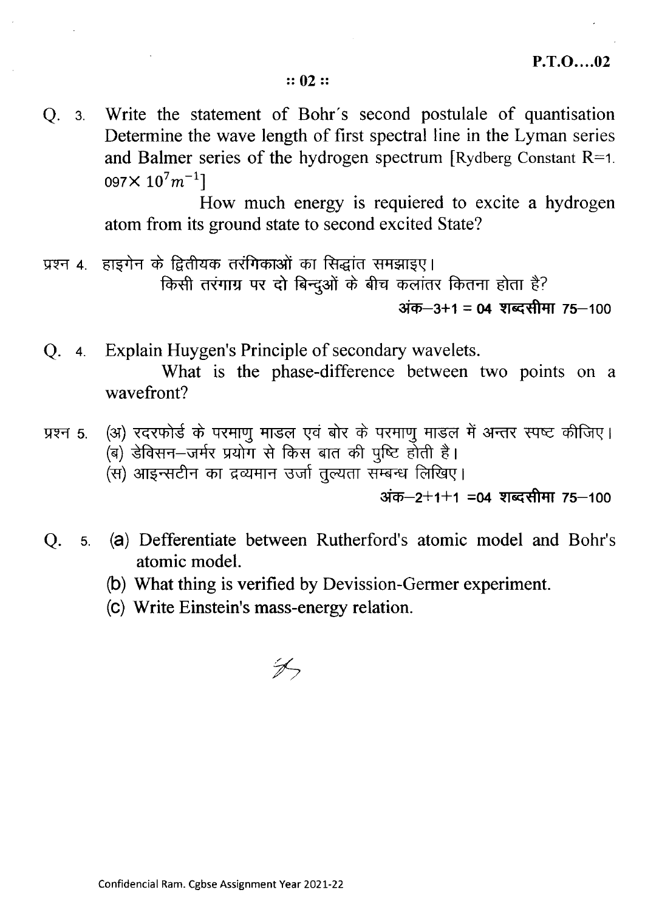Q. 3. Write the statement of Bohr's second postulale of quantisation Determine the wave length of first spectral line in the Lyman series and Balmer series of the hydrogen spectrum [Rydberg Constant R=1. 097$\times 10^7 m^{-1}$]

How much energy is requiered to excite a hydrogen atom from its ground state to second excited State?

प्रश्न 4. हाइगेन के द्वितीयक तरंगिकाओं का सिद्धांत समझाइए।

किसी तरंगाग्र पर दो बिन्दुओं के बीच कलांतर कितना होता है?

**अंक–3+1 = 04 शब्दसीमा 75–100**

Q. 4. Explain Huygen's Principle of secondary wavelets.

What is the phase-difference between two points on a wavefront?

प्रश्न 5. (अ) रदरफोर्ड के परमाणु माडल एवं बोर के परमाणु माडल में अन्तर स्पष्ट कीजिए।

(ब) डेविसन–जर्मर प्रयोग से किस बात की पुष्टि होती है।

(स) आइन्सटीन का द्रव्यमान उर्जा तुल्यता सम्बन्ध लिखिए।

**अंक–2+1+1 =04 शब्दसीमा 75–100**

Q. 5. (a) Defferentiate between Rutherford's atomic model and Bohr's atomic model.

(b) What thing is verified by Devission-Germer experiment.

(c) Write Einstein's mass-energy relation.